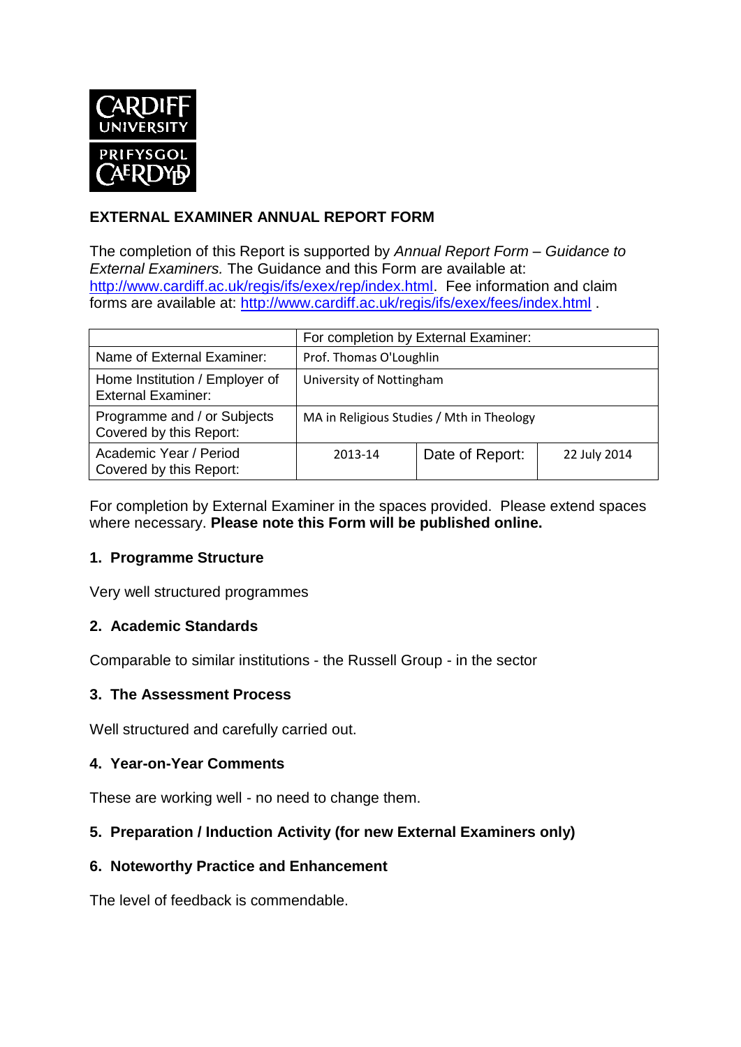## EXTERNAL EXAMINER ANNUAL REPORT FORM

The completion of this Report is supported by *Annual Report Form – Guidance to External Examiners.* The Guidance and this Form are available at: http://www.cardiff.ac.uk/regis/ifs/exex/rep/index.html. Fee information and claim forms are available at: http://www.cardiff.ac.uk/regis/ifs/exex/fees/index.html .

| | For completion by External Examiner: | | |
|---|---|---|---|
| Name of External Examiner: | Prof. Thomas O'Loughlin | | |
| Home Institution / Employer of External Examiner: | University of Nottingham | | |
| Programme and / or Subjects Covered by this Report: | MA in Religious Studies / Mth in Theology | | |
| Academic Year / Period Covered by this Report: | 2013-14 | Date of Report: | 22 July 2014 |

For completion by External Examiner in the spaces provided. Please extend spaces where necessary. **Please note this Form will be published online.**

### 1. Programme Structure

Very well structured programmes

### 2. Academic Standards

Comparable to similar institutions - the Russell Group - in the sector

### 3. The Assessment Process

Well structured and carefully carried out.

### 4. Year-on-Year Comments

These are working well - no need to change them.

### 5. Preparation / Induction Activity (for new External Examiners only)

### 6. Noteworthy Practice and Enhancement

The level of feedback is commendable.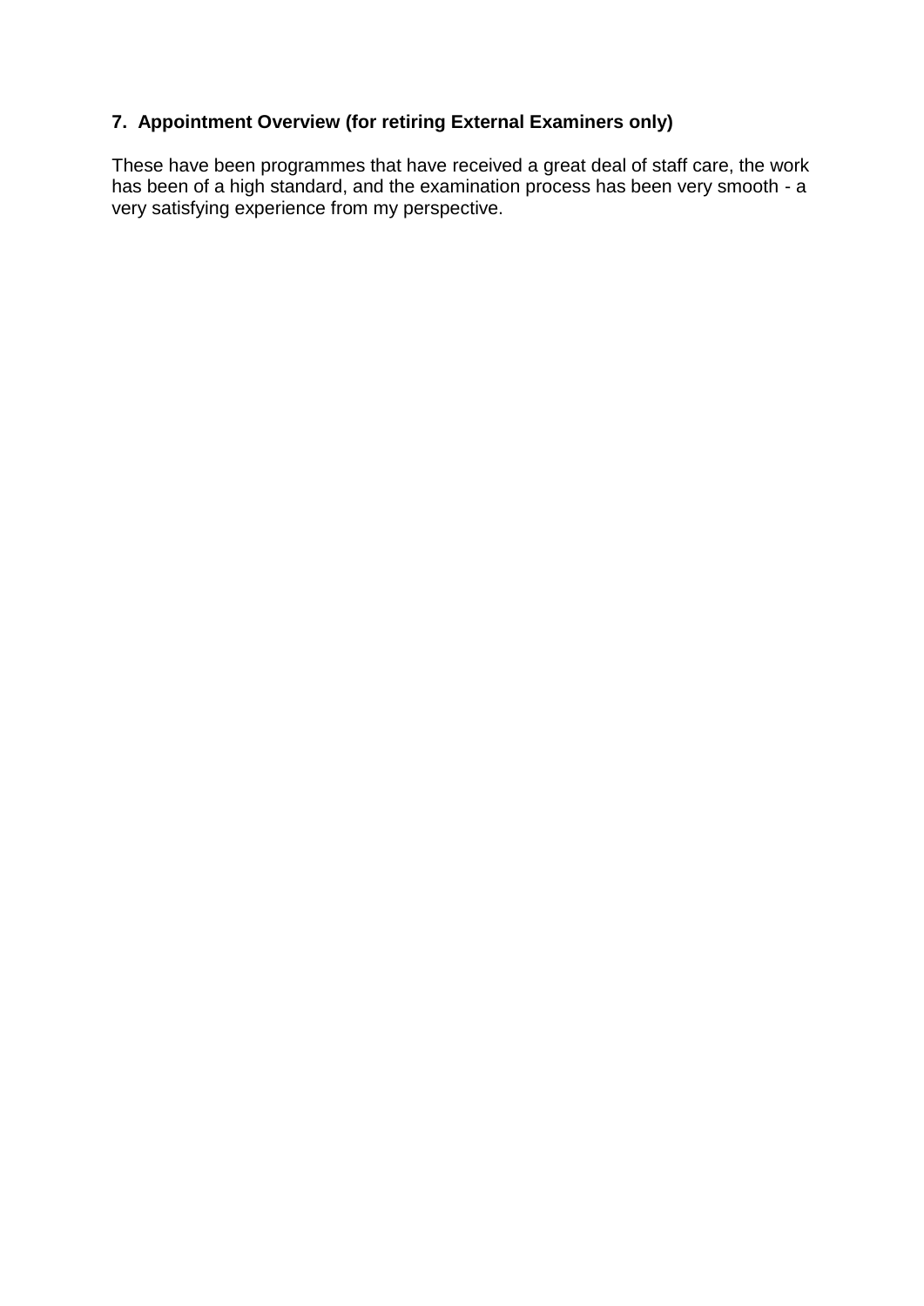**7. Appointment Overview (for retiring External Examiners only)**

These have been programmes that have received a great deal of staff care, the work has been of a high standard, and the examination process has been very smooth - a very satisfying experience from my perspective.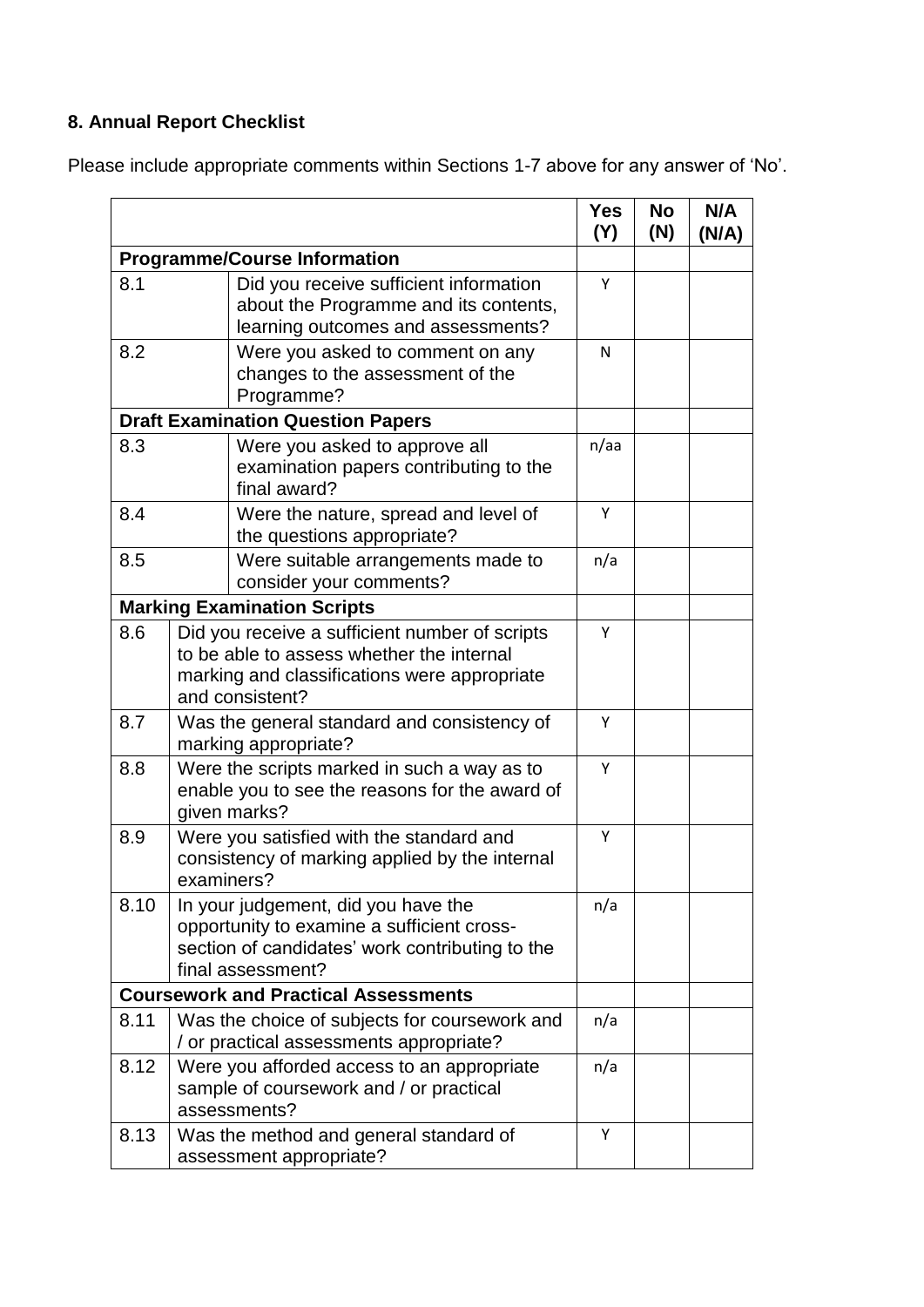### 8. Annual Report Checklist

Please include appropriate comments within Sections 1-7 above for any answer of 'No'.

| | | Yes (Y) | No (N) | N/A (N/A) |
|---|---|---|---|---|
| **Programme/Course Information** | | | | |
| 8.1 | Did you receive sufficient information about the Programme and its contents, learning outcomes and assessments? | Y | | |
| 8.2 | Were you asked to comment on any changes to the assessment of the Programme? | N | | |
| **Draft Examination Question Papers** | | | | |
| 8.3 | Were you asked to approve all examination papers contributing to the final award? | n/aa | | |
| 8.4 | Were the nature, spread and level of the questions appropriate? | Y | | |
| 8.5 | Were suitable arrangements made to consider your comments? | n/a | | |
| **Marking Examination Scripts** | | | | |
| 8.6 | Did you receive a sufficient number of scripts to be able to assess whether the internal marking and classifications were appropriate and consistent? | Y | | |
| 8.7 | Was the general standard and consistency of marking appropriate? | Y | | |
| 8.8 | Were the scripts marked in such a way as to enable you to see the reasons for the award of given marks? | Y | | |
| 8.9 | Were you satisfied with the standard and consistency of marking applied by the internal examiners? | Y | | |
| 8.10 | In your judgement, did you have the opportunity to examine a sufficient cross-section of candidates' work contributing to the final assessment? | n/a | | |
| **Coursework and Practical Assessments** | | | | |
| 8.11 | Was the choice of subjects for coursework and / or practical assessments appropriate? | n/a | | |
| 8.12 | Were you afforded access to an appropriate sample of coursework and / or practical assessments? | n/a | | |
| 8.13 | Was the method and general standard of assessment appropriate? | Y | | |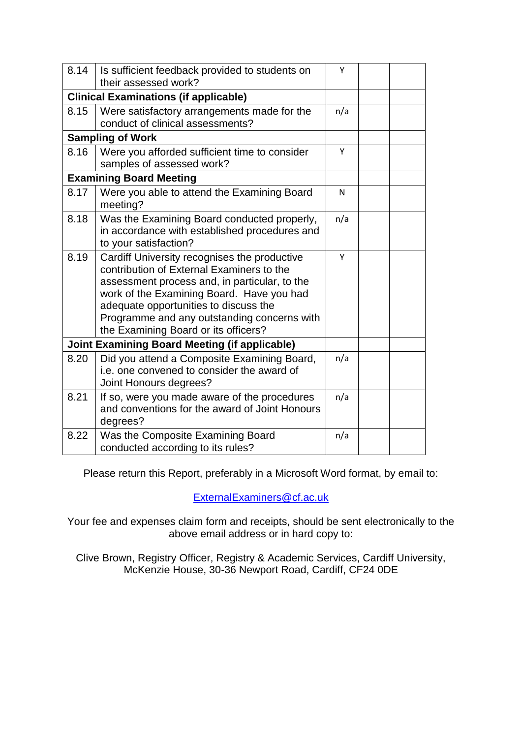| | | | | |
|---|---|---|---|---|
| 8.14 | Is sufficient feedback provided to students on their assessed work? | Y | | |
| **Clinical Examinations (if applicable)** | | | | |
| 8.15 | Were satisfactory arrangements made for the conduct of clinical assessments? | n/a | | |
| **Sampling of Work** | | | | |
| 8.16 | Were you afforded sufficient time to consider samples of assessed work? | Y | | |
| **Examining Board Meeting** | | | | |
| 8.17 | Were you able to attend the Examining Board meeting? | N | | |
| 8.18 | Was the Examining Board conducted properly, in accordance with established procedures and to your satisfaction? | n/a | | |
| 8.19 | Cardiff University recognises the productive contribution of External Examiners to the assessment process and, in particular, to the work of the Examining Board. Have you had adequate opportunities to discuss the Programme and any outstanding concerns with the Examining Board or its officers? | Y | | |
| **Joint Examining Board Meeting (if applicable)** | | | | |
| 8.20 | Did you attend a Composite Examining Board, i.e. one convened to consider the award of Joint Honours degrees? | n/a | | |
| 8.21 | If so, were you made aware of the procedures and conventions for the award of Joint Honours degrees? | n/a | | |
| 8.22 | Was the Composite Examining Board conducted according to its rules? | n/a | | |

Please return this Report, preferably in a Microsoft Word format, by email to:

ExternalExaminers@cf.ac.uk

Your fee and expenses claim form and receipts, should be sent electronically to the above email address or in hard copy to:

Clive Brown, Registry Officer, Registry & Academic Services, Cardiff University, McKenzie House, 30-36 Newport Road, Cardiff, CF24 0DE